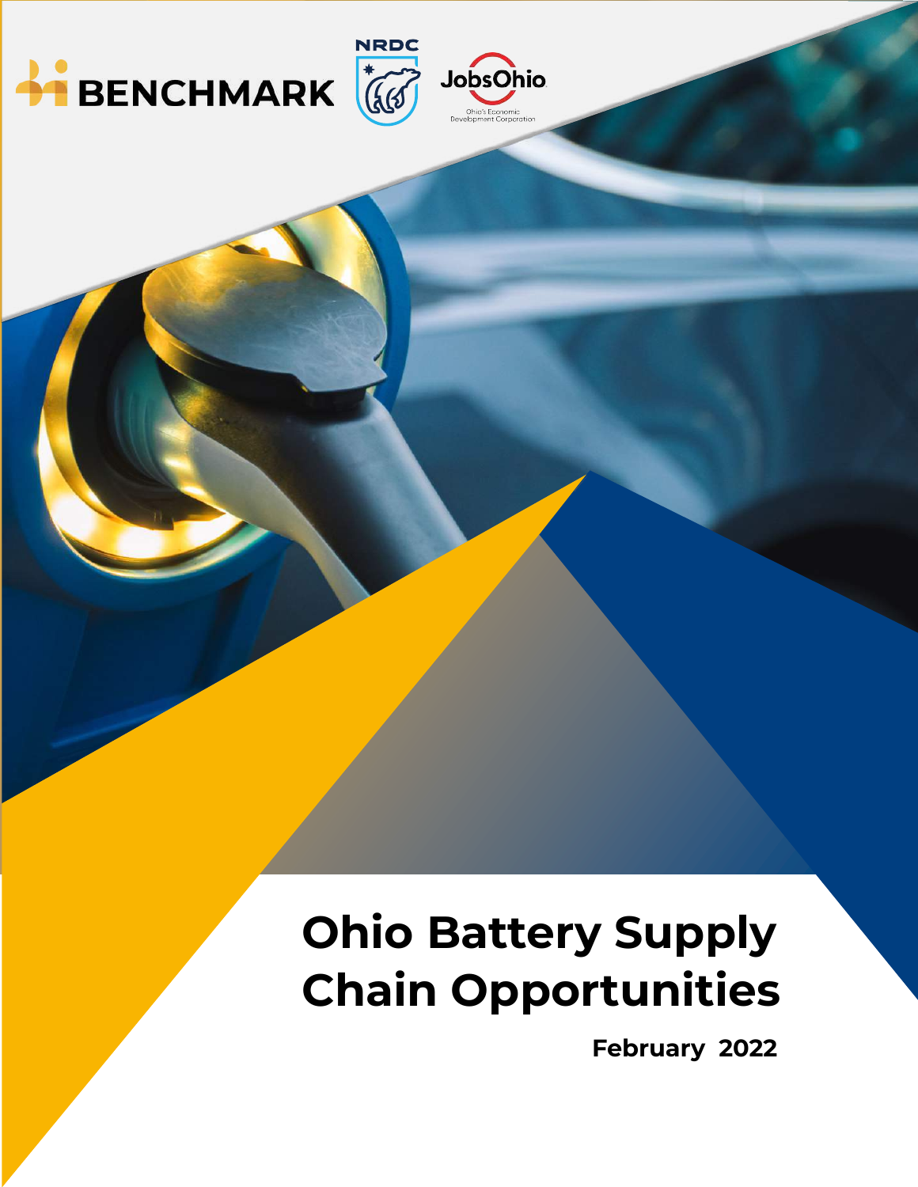BENCHMARK

NRDC

JobsOhio

Ohio's Economic Development Corporation

# Ohio Battery Supply Chain Opportunities

**February 2022**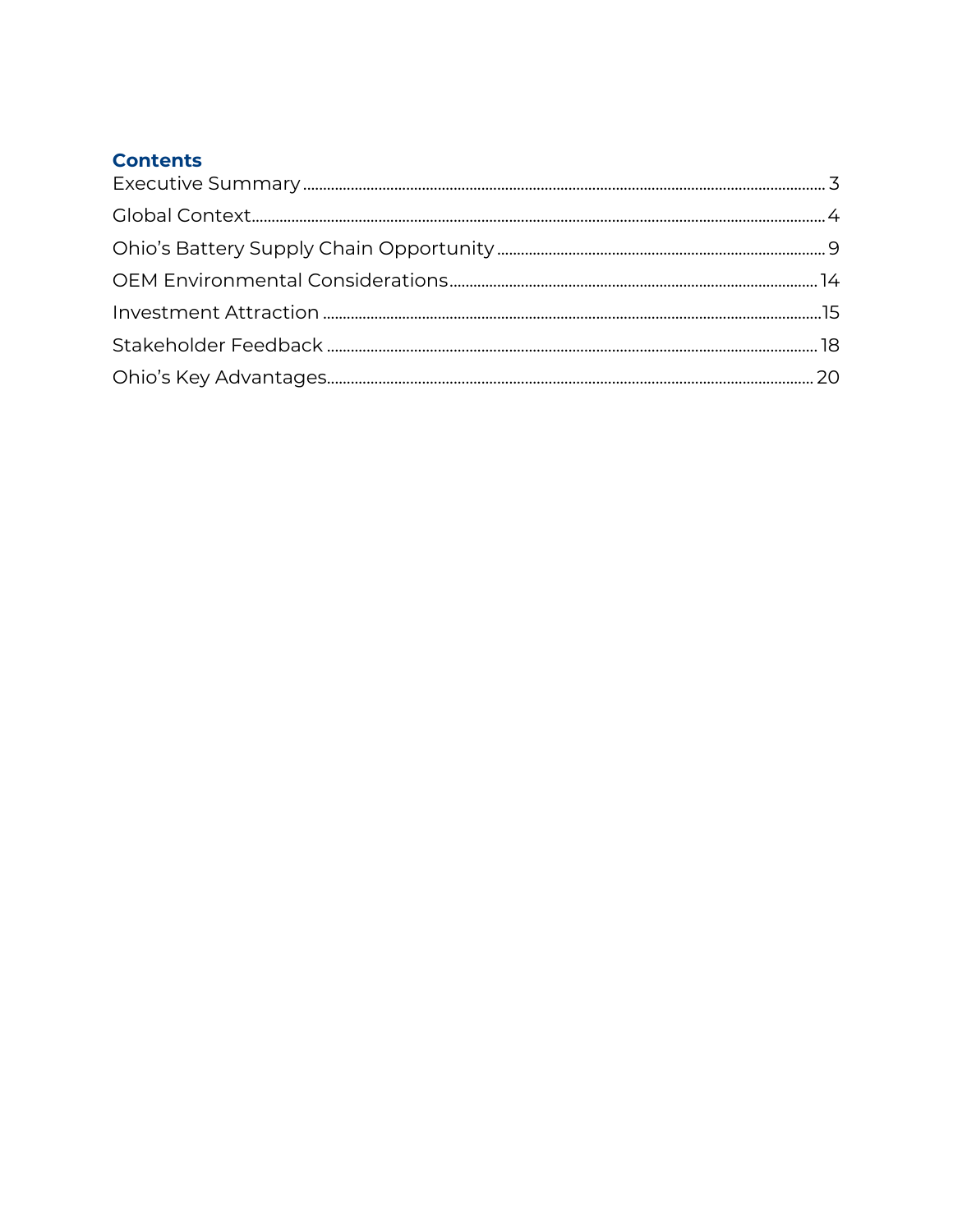## Contents

Executive Summary ........ 3
Global Context ........ 4
Ohio’s Battery Supply Chain Opportunity ........ 9
OEM Environmental Considerations ........ 14
Investment Attraction ........ 15
Stakeholder Feedback ........ 18
Ohio’s Key Advantages ........ 20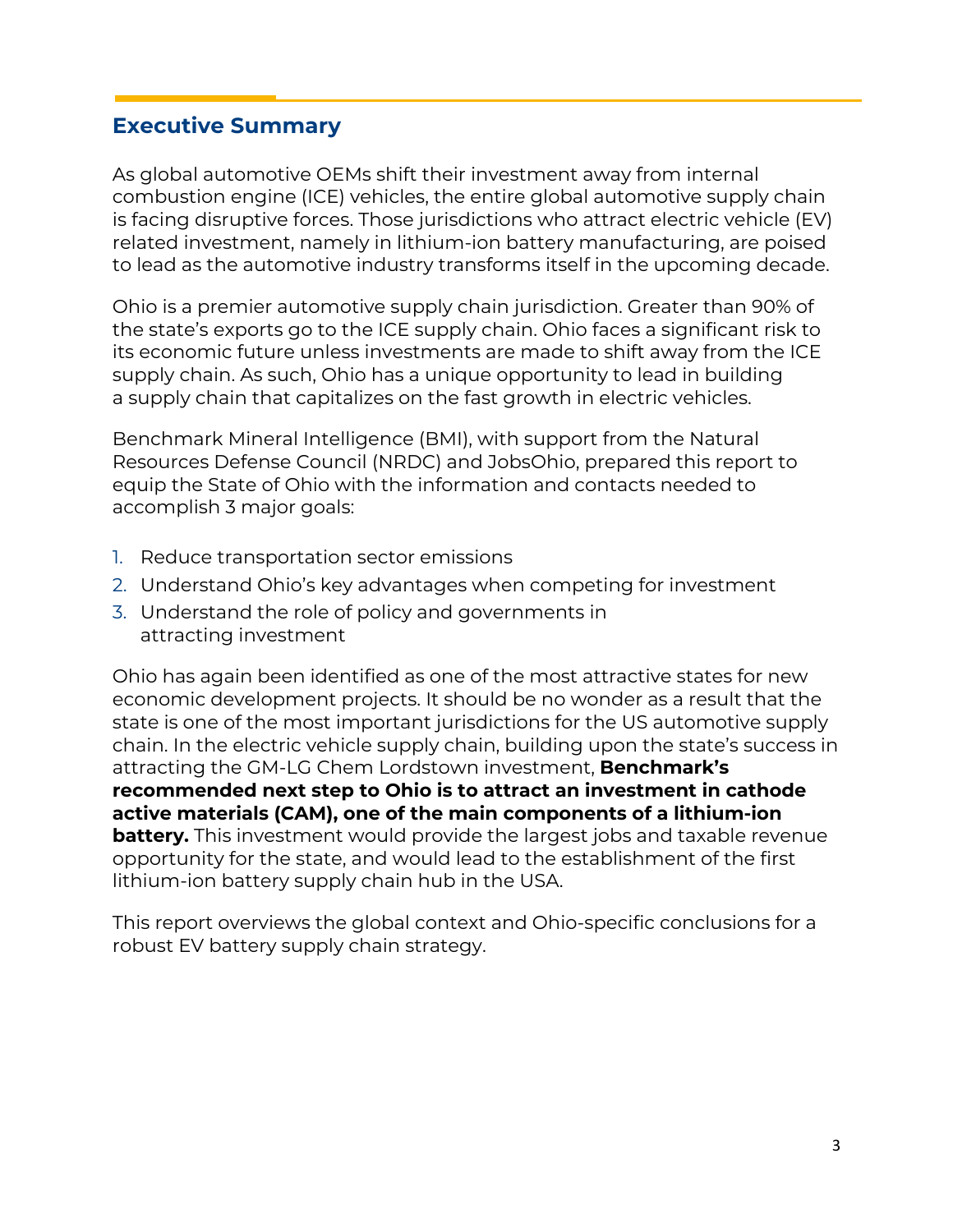## Executive Summary

As global automotive OEMs shift their investment away from internal combustion engine (ICE) vehicles, the entire global automotive supply chain is facing disruptive forces. Those jurisdictions who attract electric vehicle (EV) related investment, namely in lithium-ion battery manufacturing, are poised to lead as the automotive industry transforms itself in the upcoming decade.

Ohio is a premier automotive supply chain jurisdiction. Greater than 90% of the state's exports go to the ICE supply chain. Ohio faces a significant risk to its economic future unless investments are made to shift away from the ICE supply chain. As such, Ohio has a unique opportunity to lead in building a supply chain that capitalizes on the fast growth in electric vehicles.

Benchmark Mineral Intelligence (BMI), with support from the Natural Resources Defense Council (NRDC) and JobsOhio, prepared this report to equip the State of Ohio with the information and contacts needed to accomplish 3 major goals:

1. Reduce transportation sector emissions
2. Understand Ohio's key advantages when competing for investment
3. Understand the role of policy and governments in attracting investment

Ohio has again been identified as one of the most attractive states for new economic development projects. It should be no wonder as a result that the state is one of the most important jurisdictions for the US automotive supply chain. In the electric vehicle supply chain, building upon the state's success in attracting the GM-LG Chem Lordstown investment, **Benchmark's recommended next step to Ohio is to attract an investment in cathode active materials (CAM), one of the main components of a lithium-ion battery.** This investment would provide the largest jobs and taxable revenue opportunity for the state, and would lead to the establishment of the first lithium-ion battery supply chain hub in the USA.

This report overviews the global context and Ohio-specific conclusions for a robust EV battery supply chain strategy.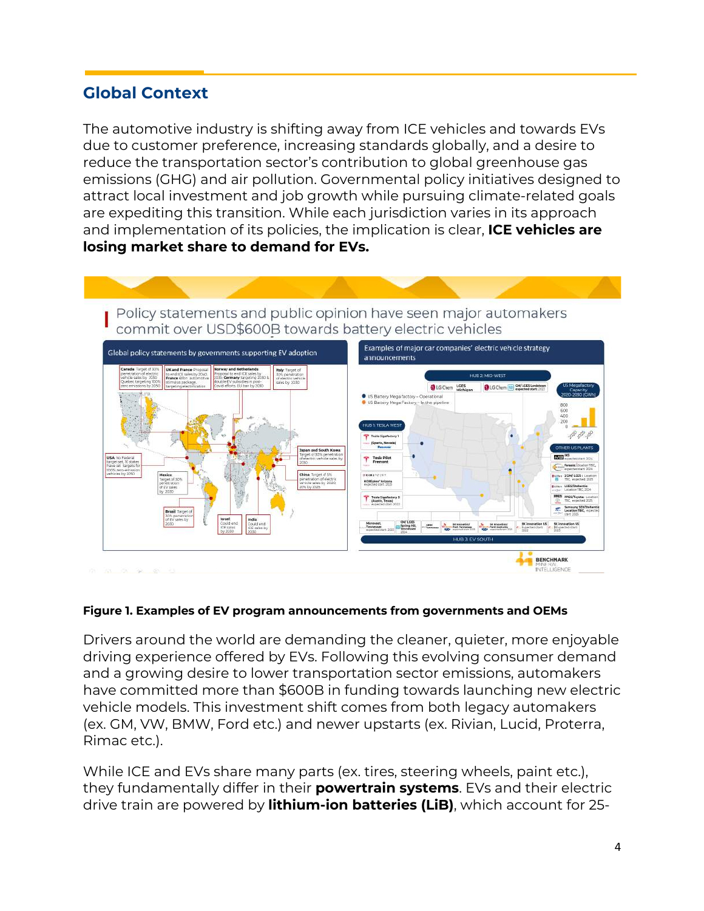## Global Context

The automotive industry is shifting away from ICE vehicles and towards EVs due to customer preference, increasing standards globally, and a desire to reduce the transportation sector's contribution to global greenhouse gas emissions (GHG) and air pollution. Governmental policy initiatives designed to attract local investment and job growth while pursuing climate-related goals are expediting this transition. While each jurisdiction varies in its approach and implementation of its policies, the implication is clear, **ICE vehicles are losing market share to demand for EVs.**

**Figure 1. Examples of EV program announcements from governments and OEMs**

Drivers around the world are demanding the cleaner, quieter, more enjoyable driving experience offered by EVs. Following this evolving consumer demand and a growing desire to lower transportation sector emissions, automakers have committed more than $600B in funding towards launching new electric vehicle models. This investment shift comes from both legacy automakers (ex. GM, VW, BMW, Ford etc.) and newer upstarts (ex. Rivian, Lucid, Proterra, Rimac etc.).

While ICE and EVs share many parts (ex. tires, steering wheels, paint etc.), they fundamentally differ in their **powertrain systems**. EVs and their electric drive train are powered by **lithium-ion batteries (LiB)**, which account for 25-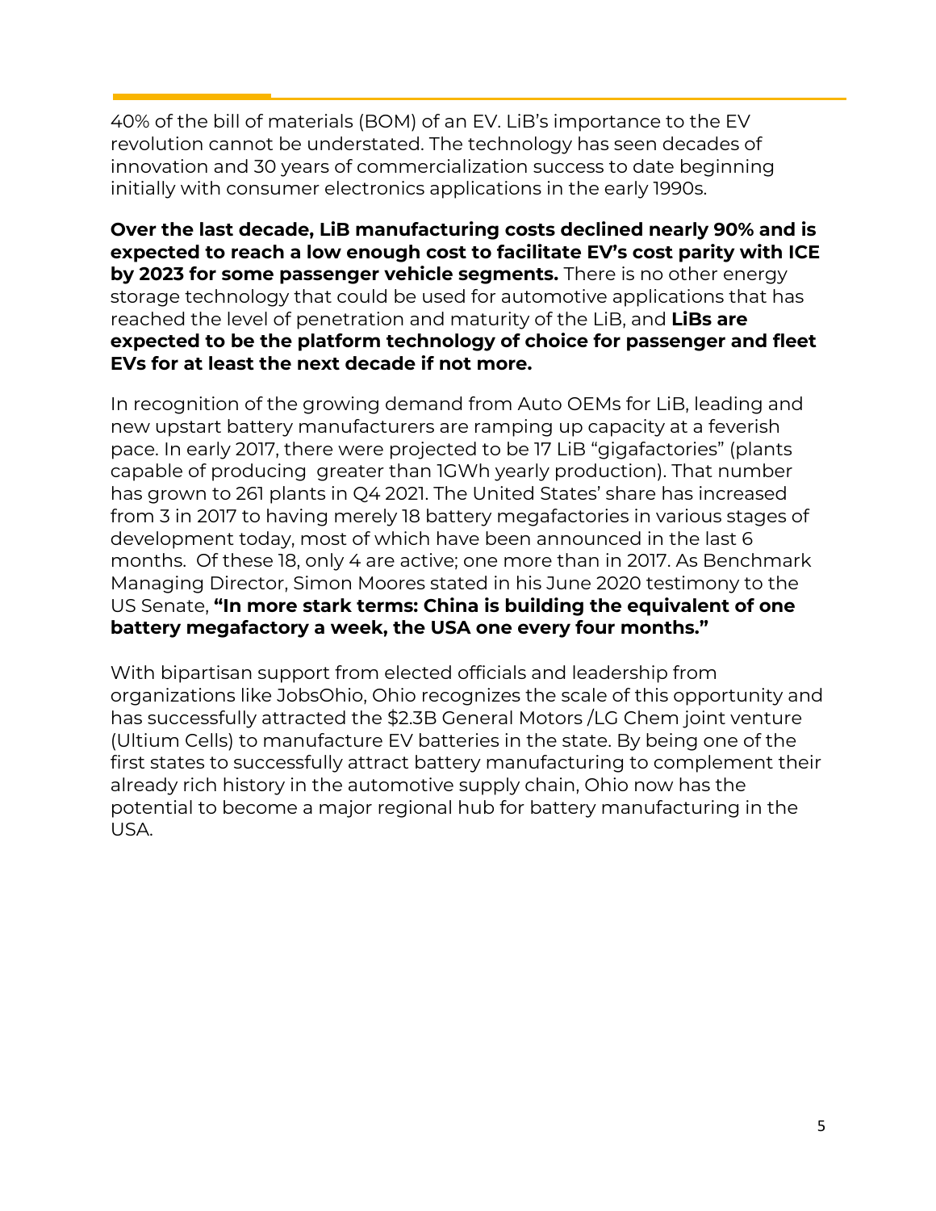40% of the bill of materials (BOM) of an EV. LiB's importance to the EV revolution cannot be understated. The technology has seen decades of innovation and 30 years of commercialization success to date beginning initially with consumer electronics applications in the early 1990s.

**Over the last decade, LiB manufacturing costs declined nearly 90% and is expected to reach a low enough cost to facilitate EV's cost parity with ICE by 2023 for some passenger vehicle segments.** There is no other energy storage technology that could be used for automotive applications that has reached the level of penetration and maturity of the LiB, and **LiBs are expected to be the platform technology of choice for passenger and fleet EVs for at least the next decade if not more.**

In recognition of the growing demand from Auto OEMs for LiB, leading and new upstart battery manufacturers are ramping up capacity at a feverish pace. In early 2017, there were projected to be 17 LiB "gigafactories" (plants capable of producing greater than 1GWh yearly production). That number has grown to 261 plants in Q4 2021. The United States' share has increased from 3 in 2017 to having merely 18 battery megafactories in various stages of development today, most of which have been announced in the last 6 months. Of these 18, only 4 are active; one more than in 2017. As Benchmark Managing Director, Simon Moores stated in his June 2020 testimony to the US Senate, **"In more stark terms: China is building the equivalent of one battery megafactory a week, the USA one every four months."**

With bipartisan support from elected officials and leadership from organizations like JobsOhio, Ohio recognizes the scale of this opportunity and has successfully attracted the $2.3B General Motors /LG Chem joint venture (Ultium Cells) to manufacture EV batteries in the state. By being one of the first states to successfully attract battery manufacturing to complement their already rich history in the automotive supply chain, Ohio now has the potential to become a major regional hub for battery manufacturing in the USA.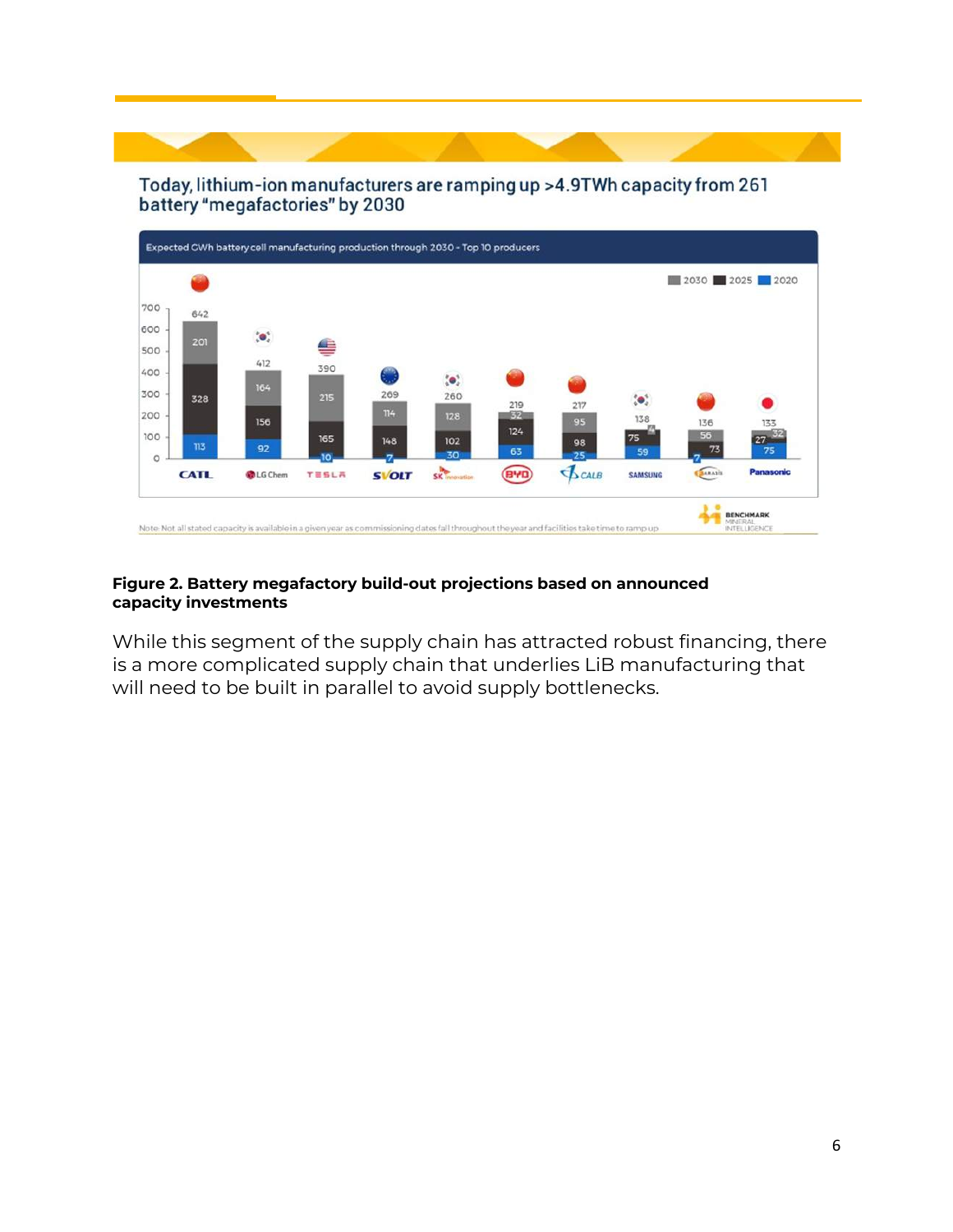Today, lithium-ion manufacturers are ramping up >4.9TWh capacity from 261 battery "megafactories" by 2030

Expected GWh battery cell manufacturing production through 2030 - Top 10 producers

| Producer | 2020 | 2025 | 2030 | Total |
|---|---|---|---|---|
| CATL | 113 | 328 | 201 | 642 |
| LG Chem | 92 | 156 | 164 | 412 |
| Tesla | 10 | 165 | 215 | 390 |
| SVOLT | 7 | 148 | 114 | 269 |
| SK Innovation | 30 | 102 | 128 | 260 |
| BYD | 63 | 124 | 32 | 219 |
| CALB | 25 | 98 | 95 | 217 |
| Samsung | 59 | 75 | 4 | 138 |
| Farasis | 7 | 73 | 56 | 136 |
| Panasonic | 75 | 27 | 32 | 133 |

Note: Not all stated capacity is available in a given year as commissioning dates fall throughout the year and facilities take time to ramp up

BENCHMARK MINERAL INTELLIGENCE

**Figure 2. Battery megafactory build-out projections based on announced capacity investments**

While this segment of the supply chain has attracted robust financing, there is a more complicated supply chain that underlies LiB manufacturing that will need to be built in parallel to avoid supply bottlenecks.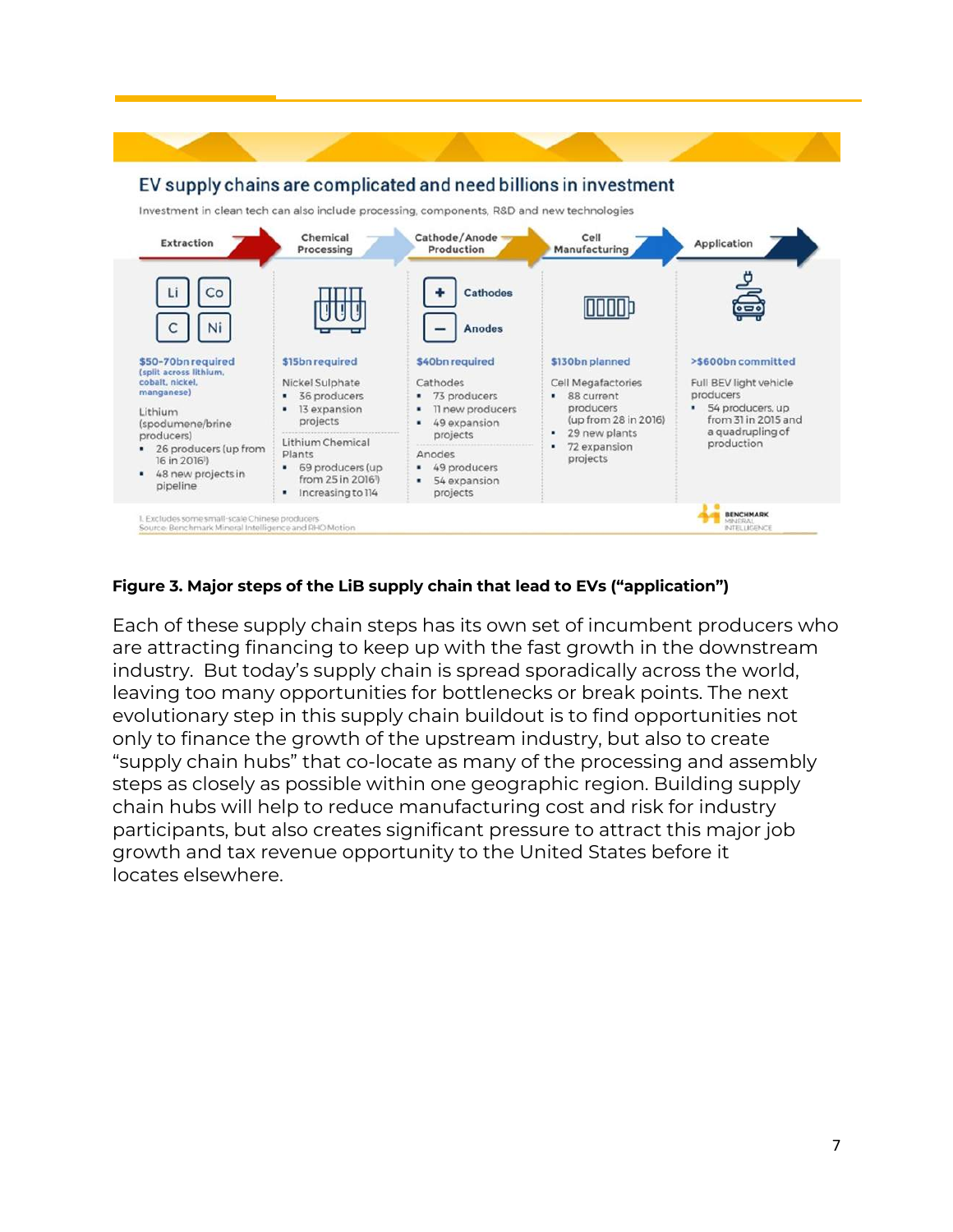## EV supply chains are complicated and need billions in investment

Investment in clean tech can also include processing, components, R&D and new technologies

| Extraction | Chemical Processing | Cathode/Anode Production | Cell Manufacturing | Application |
|---|---|---|---|---|
| Li, Co, C, Ni | | Cathodes, Anodes | | |
| **$50-70bn required** (split across lithium, cobalt, nickel, manganese) | **$15bn required** | **$40bn required** | **$130bn planned** | **>$600bn committed** |
| Lithium (spodumene/brine producers)<br>• 26 producers (up from 16 in 2016[1])<br>• 48 new projects in pipeline | Nickel Sulphate<br>• 36 producers<br>• 13 expansion projects<br><br>Lithium Chemical Plants<br>• 69 producers (up from 25 in 2016[1])<br>• Increasing to 114 | Cathodes<br>• 73 producers<br>• 11 new producers<br>• 49 expansion projects<br><br>Anodes<br>• 49 producers<br>• 54 expansion projects | Cell Megafactories<br>• 88 current producers (up from 28 in 2016)<br>• 29 new plants<br>• 72 expansion projects | Full BEV light vehicle producers<br>• 54 producers, up from 31 in 2015 and a quadrupling of production |

1. Excludes some small-scale Chinese producers
Source: Benchmark Mineral Intelligence and RHO Motion

**Figure 3. Major steps of the LiB supply chain that lead to EVs ("application")**

Each of these supply chain steps has its own set of incumbent producers who are attracting financing to keep up with the fast growth in the downstream industry. But today's supply chain is spread sporadically across the world, leaving too many opportunities for bottlenecks or break points. The next evolutionary step in this supply chain buildout is to find opportunities not only to finance the growth of the upstream industry, but also to create "supply chain hubs" that co-locate as many of the processing and assembly steps as closely as possible within one geographic region. Building supply chain hubs will help to reduce manufacturing cost and risk for industry participants, but also creates significant pressure to attract this major job growth and tax revenue opportunity to the United States before it locates elsewhere.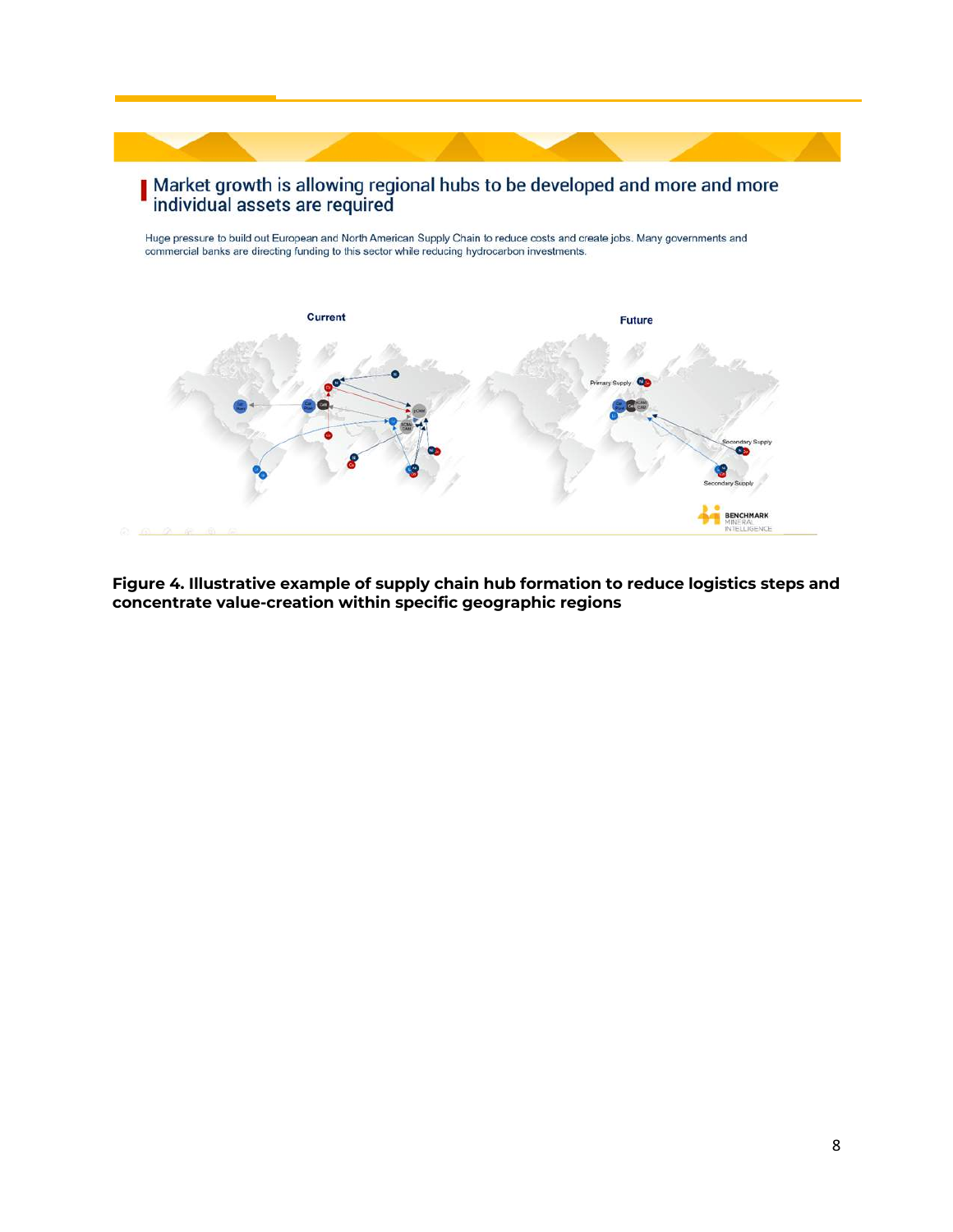Market growth is allowing regional hubs to be developed and more and more individual assets are required

Huge pressure to build out European and North American Supply Chain to reduce costs and create jobs. Many governments and commercial banks are directing funding to this sector while reducing hydrocarbon investments.

**Figure 4. Illustrative example of supply chain hub formation to reduce logistics steps and concentrate value-creation within specific geographic regions**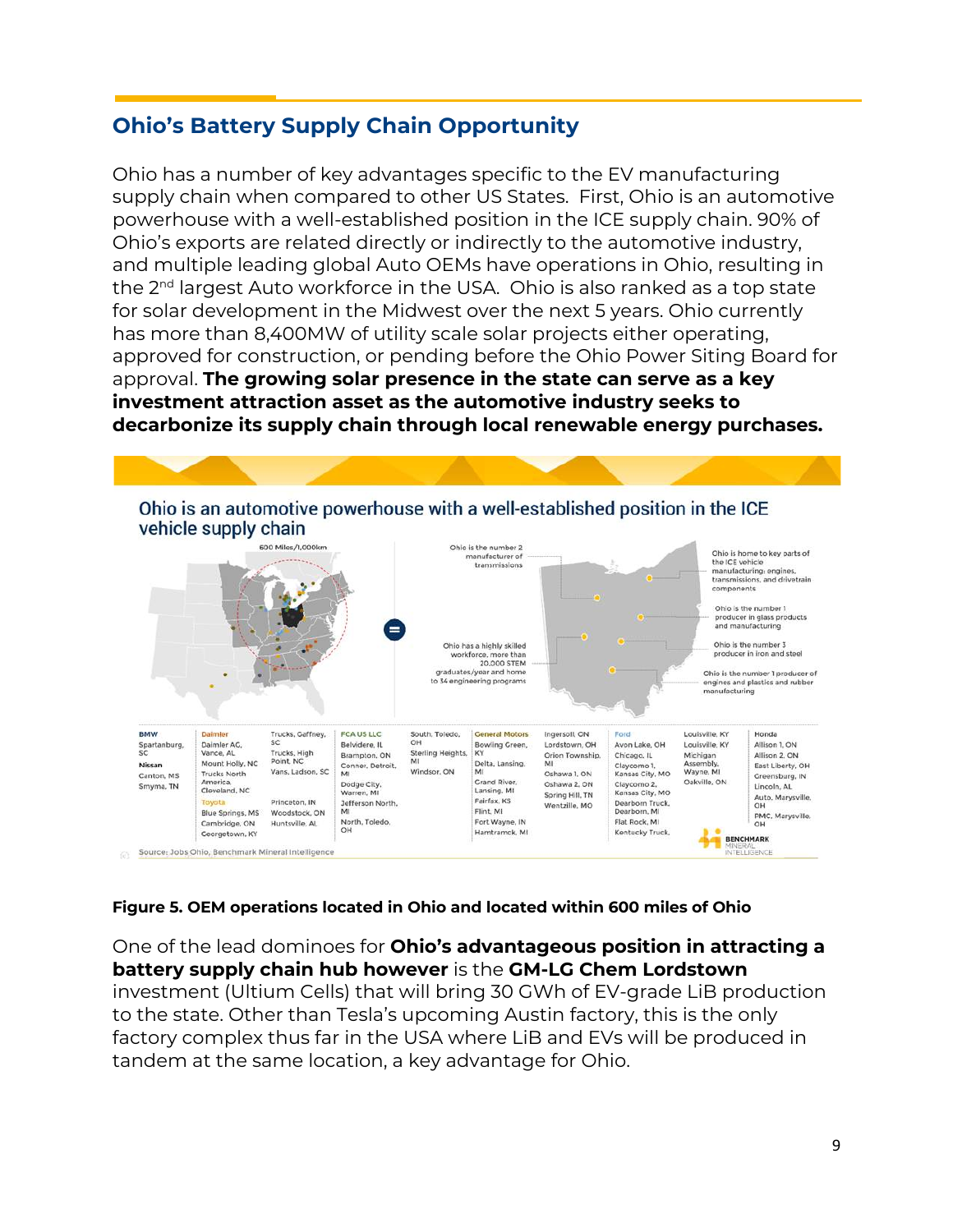## Ohio's Battery Supply Chain Opportunity

Ohio has a number of key advantages specific to the EV manufacturing supply chain when compared to other US States. First, Ohio is an automotive powerhouse with a well-established position in the ICE supply chain. 90% of Ohio's exports are related directly or indirectly to the automotive industry, and multiple leading global Auto OEMs have operations in Ohio, resulting in the 2nd largest Auto workforce in the USA. Ohio is also ranked as a top state for solar development in the Midwest over the next 5 years. Ohio currently has more than 8,400MW of utility scale solar projects either operating, approved for construction, or pending before the Ohio Power Siting Board for approval. **The growing solar presence in the state can serve as a key investment attraction asset as the automotive industry seeks to decarbonize its supply chain through local renewable energy purchases.**

Ohio is an automotive powerhouse with a well-established position in the ICE vehicle supply chain

Source: JobsOhio, Benchmark Mineral Intelligence

**Figure 5. OEM operations located in Ohio and located within 600 miles of Ohio**

One of the lead dominoes for **Ohio's advantageous position in attracting a battery supply chain hub however** is the **GM-LG Chem Lordstown** investment (Ultium Cells) that will bring 30 GWh of EV-grade LiB production to the state. Other than Tesla's upcoming Austin factory, this is the only factory complex thus far in the USA where LiB and EVs will be produced in tandem at the same location, a key advantage for Ohio.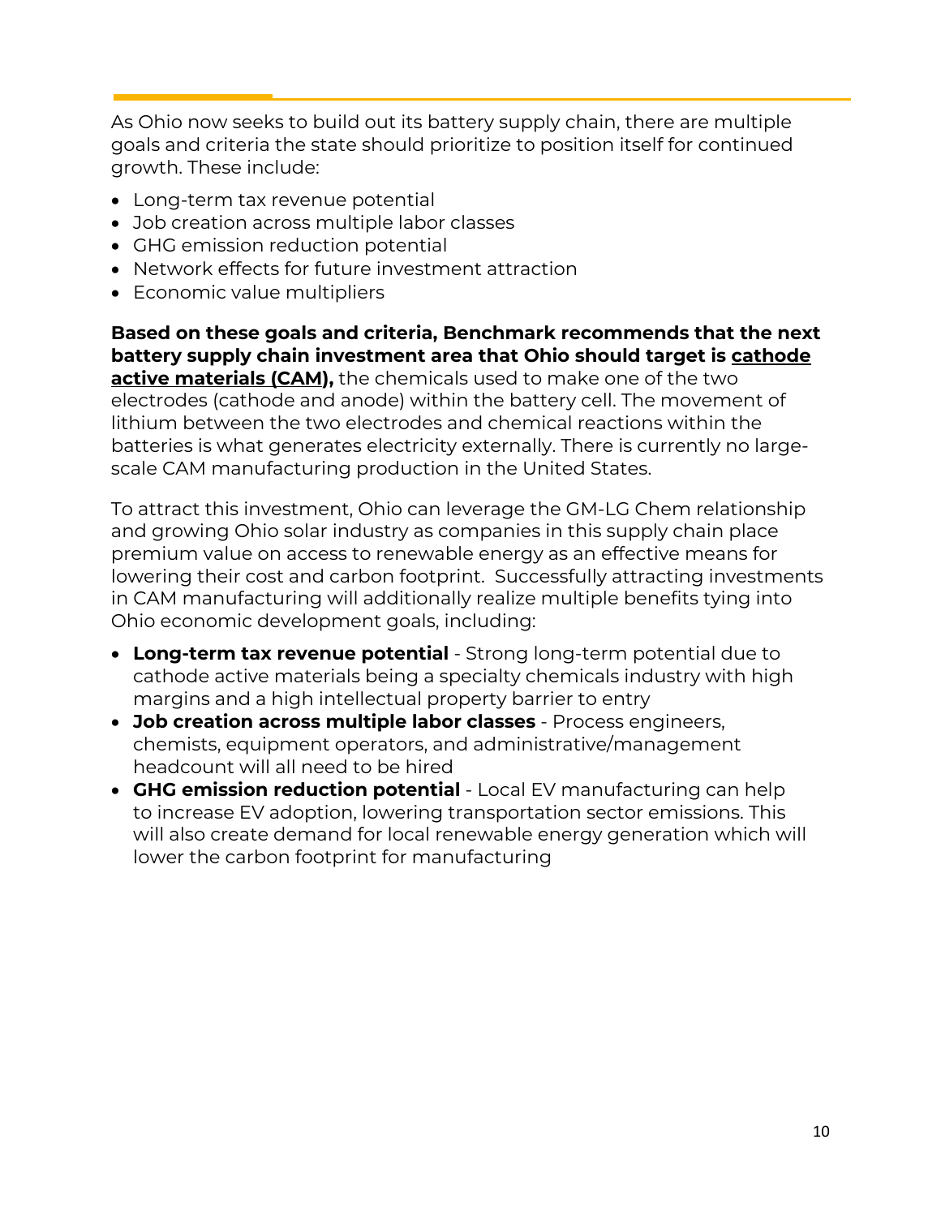As Ohio now seeks to build out its battery supply chain, there are multiple goals and criteria the state should prioritize to position itself for continued growth. These include:

- Long-term tax revenue potential
- Job creation across multiple labor classes
- GHG emission reduction potential
- Network effects for future investment attraction
- Economic value multipliers

**Based on these goals and criteria, Benchmark recommends that the next battery supply chain investment area that Ohio should target is <u>cathode active materials (CAM),</u>** the chemicals used to make one of the two electrodes (cathode and anode) within the battery cell. The movement of lithium between the two electrodes and chemical reactions within the batteries is what generates electricity externally. There is currently no large-scale CAM manufacturing production in the United States.

To attract this investment, Ohio can leverage the GM-LG Chem relationship and growing Ohio solar industry as companies in this supply chain place premium value on access to renewable energy as an effective means for lowering their cost and carbon footprint. Successfully attracting investments in CAM manufacturing will additionally realize multiple benefits tying into Ohio economic development goals, including:

- **Long-term tax revenue potential** - Strong long-term potential due to cathode active materials being a specialty chemicals industry with high margins and a high intellectual property barrier to entry
- **Job creation across multiple labor classes** - Process engineers, chemists, equipment operators, and administrative/management headcount will all need to be hired
- **GHG emission reduction potential** - Local EV manufacturing can help to increase EV adoption, lowering transportation sector emissions. This will also create demand for local renewable energy generation which will lower the carbon footprint for manufacturing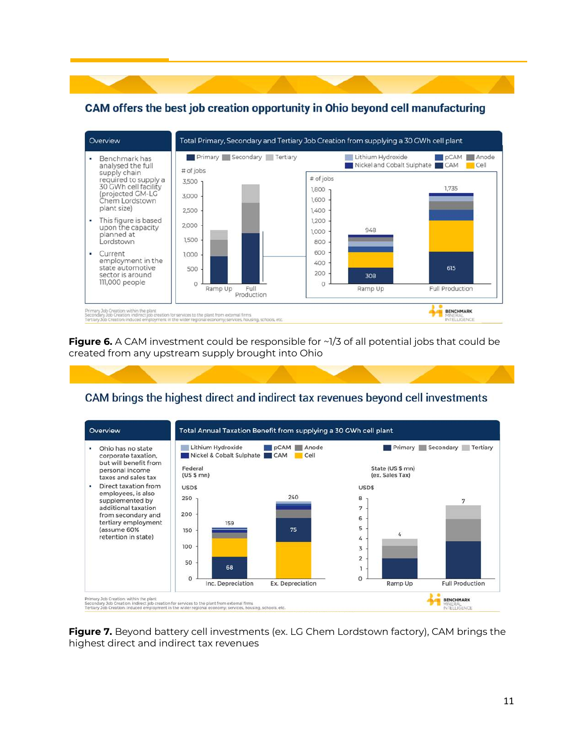## CAM offers the best job creation opportunity in Ohio beyond cell manufacturing

**Overview**

- Benchmark has analysed the full supply chain required to supply a 30 GWh cell facility (projected GM-LG Chem Lordstown plant size)
- This figure is based upon the capacity planned at Lordstown
- Current employment in the state automotive sector is around 111,000 people

**Total Primary, Secondary and Tertiary Job Creation from supplying a 30 GWh cell plant**

Primary Job Creation: within the plant
Secondary Job Creation: indirect job creation for services to the plant from external firms
Tertiary Job Creation: induced employment in the wider regional economy; services, housing, schools, etc.

**Figure 6.** A CAM investment could be responsible for ~1/3 of all potential jobs that could be created from any upstream supply brought into Ohio

## CAM brings the highest direct and indirect tax revenues beyond cell investments

**Overview**

- Ohio has no state corporate taxation, but will benefit from personal income taxes and sales tax
- Direct taxation from employees, is also supplemented by additional taxation from secondary and tertiary employment (assume 60% retention in state)

**Total Annual Taxation Benefit from supplying a 30 GWh cell plant**

Primary Job Creation: within the plant
Secondary Job Creation: indirect job creation for services to the plant from external firms
Tertiary Job Creation: induced employment in the wider regional economy; services, housing, schools, etc.

**Figure 7.** Beyond battery cell investments (ex. LG Chem Lordstown factory), CAM brings the highest direct and indirect tax revenues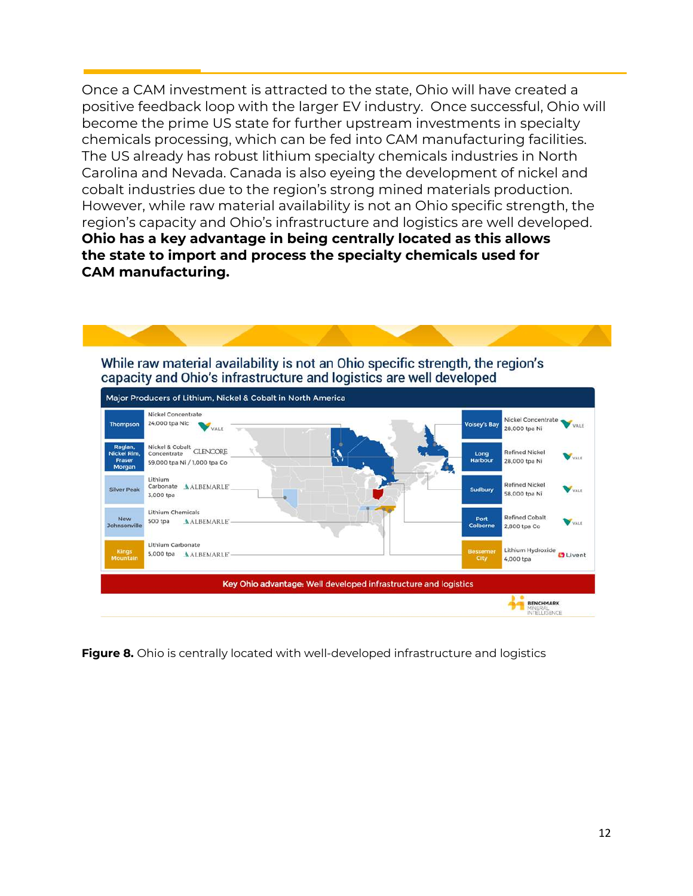Once a CAM investment is attracted to the state, Ohio will have created a positive feedback loop with the larger EV industry. Once successful, Ohio will become the prime US state for further upstream investments in specialty chemicals processing, which can be fed into CAM manufacturing facilities. The US already has robust lithium specialty chemicals industries in North Carolina and Nevada. Canada is also eyeing the development of nickel and cobalt industries due to the region's strong mined materials production. However, while raw material availability is not an Ohio specific strength, the region's capacity and Ohio's infrastructure and logistics are well developed. **Ohio has a key advantage in being centrally located as this allows the state to import and process the specialty chemicals used for CAM manufacturing.**

While raw material availability is not an Ohio specific strength, the region's capacity and Ohio's infrastructure and logistics are well developed

Major Producers of Lithium, Nickel & Cobalt in North America

| Location | Product | Capacity | Company |
|---|---|---|---|
| Thompson | Nickel Concentrate | 24,000 tpa Nic | Vale |
| Raglan, Nickel Rim, Fraser Morgan | Nickel & Cobalt Concentrate | 59,000 tpa Ni / 1,000 tpa Co | Glencore |
| Silver Peak | Lithium Carbonate | 3,000 tpa | Albemarle |
| New Johnsonville | Lithium Chemicals | 500 tpa | Albemarle |
| Kings Mountain | Lithium Carbonate | 5,000 tpa | Albemarle |
| Voisey's Bay | Nickel Concentrate | 28,000 tpa Ni | Vale |
| Long Harbour | Refined Nickel | 28,000 tpa Ni | Vale |
| Sudbury | Refined Nickel | 58,000 tpa Ni | Vale |
| Port Colborne | Refined Cobalt | 2,800 tpa Co | Vale |
| Bessemer City | Lithium Hydroxide | 4,000 tpa | Livent |

Key Ohio advantage: Well developed infrastructure and logistics

Benchmark Mineral Intelligence

**Figure 8.** Ohio is centrally located with well-developed infrastructure and logistics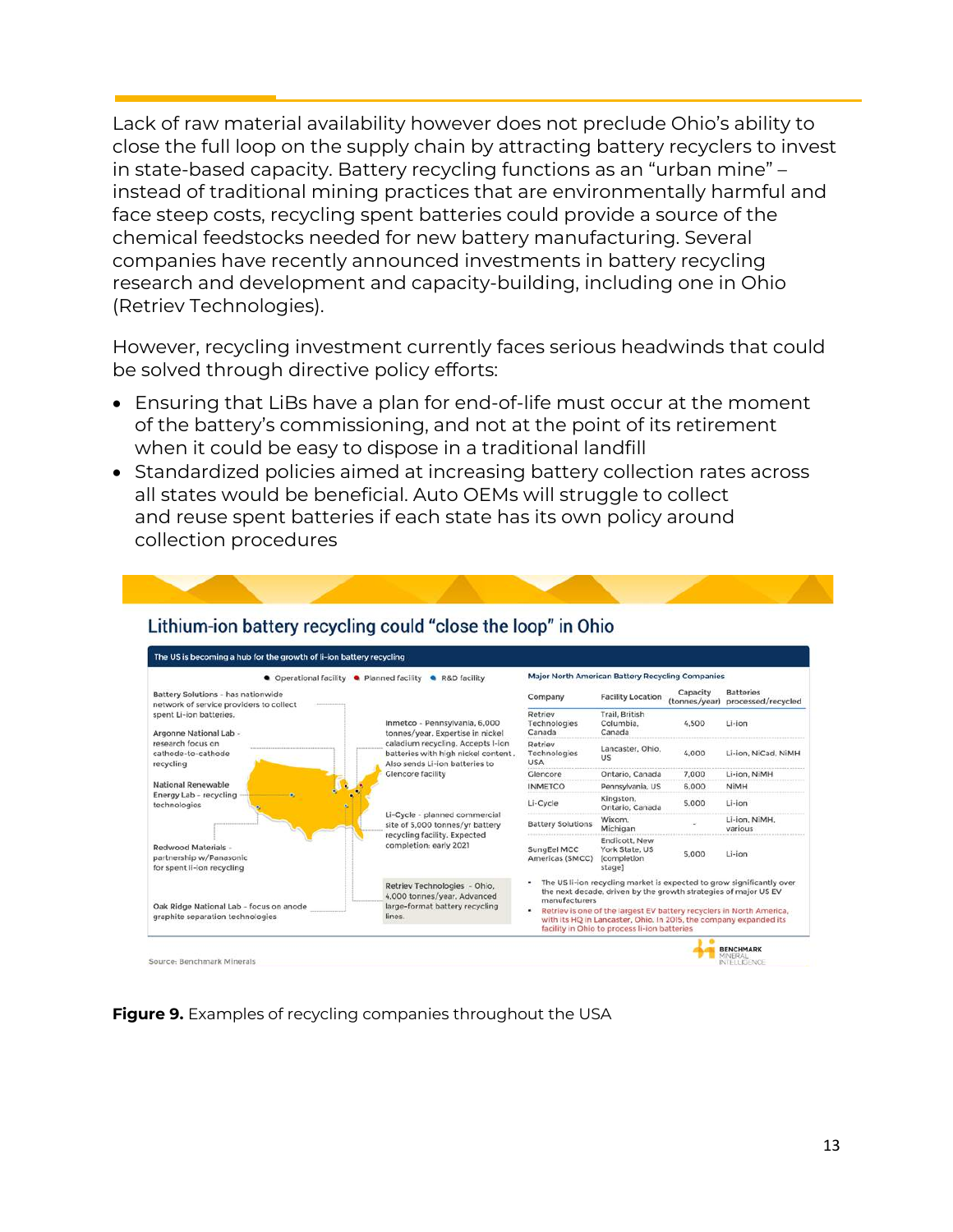Lack of raw material availability however does not preclude Ohio's ability to close the full loop on the supply chain by attracting battery recyclers to invest in state-based capacity. Battery recycling functions as an "urban mine" – instead of traditional mining practices that are environmentally harmful and face steep costs, recycling spent batteries could provide a source of the chemical feedstocks needed for new battery manufacturing. Several companies have recently announced investments in battery recycling research and development and capacity-building, including one in Ohio (Retriev Technologies).

However, recycling investment currently faces serious headwinds that could be solved through directive policy efforts:

- Ensuring that LiBs have a plan for end-of-life must occur at the moment of the battery's commissioning, and not at the point of its retirement when it could be easy to dispose in a traditional landfill
- Standardized policies aimed at increasing battery collection rates across all states would be beneficial. Auto OEMs will struggle to collect and reuse spent batteries if each state has its own policy around collection procedures

## Lithium-ion battery recycling could "close the loop" in Ohio

**The US is becoming a hub for the growth of li-ion battery recycling**

● Operational facility ● Planned facility ● R&D facility

- Battery Solutions - has nationwide network of service providers to collect spent Li-ion batteries.
- Argonne National Lab - research focus on cathode-to-cathode recycling
- National Renewable Energy Lab - recycling technologies
- Redwood Materials - partnership w/Panasonic for spent li-ion recycling
- Oak Ridge National Lab - focus on anode graphite separation technologies
- Inmetco - Pennsylvania, 6,000 tonnes/year. Expertise in nickel caladium recycling. Accepts l-ion batteries with high nickel content. Also sends Li-ion batteries to Glencore facility
- Li-Cycle - planned commercial site of 5,000 tonnes/yr battery recycling facility. Expected completion: early 2021
- Retriev Technologies - Ohio, 4,000 tonnes/year. Advanced large-format battery recycling lines.

**Major North American Battery Recycling Companies**

| Company | Facility Location | Capacity (tonnes/year) | Batteries processed/recycled |
|---|---|---|---|
| Retriev Technologies Canada | Trail, British Columbia, Canada | 4,500 | Li-ion |
| Retriev Technologies USA | Lancaster, Ohio, US | 4,000 | Li-ion, NiCad, NiMH |
| Glencore | Ontario, Canada | 7,000 | Li-ion, NiMH |
| INMETCO | Pennsylvania, US | 6,000 | NiMH |
| Li-Cycle | Kingston, Ontario, Canada | 5,000 | Li-ion |
| Battery Solutions | Wixom, Michigan | - | Li-ion, NiMH, various |
| SungEel MCC Americas (SMCC) | Endicott, New York State, US (completion stage) | 5,000 | Li-ion |

- The US li-ion recycling market is expected to grow significantly over the next decade, driven by the growth strategies of major US EV manufacturers
- Retriev is one of the largest EV battery recyclers in North America, with its HQ in Lancaster, Ohio. In 2015, the company expanded its facility in Ohio to process li-ion batteries

Source: Benchmark Minerals

BENCHMARK MINERAL INTELLIGENCE

**Figure 9.** Examples of recycling companies throughout the USA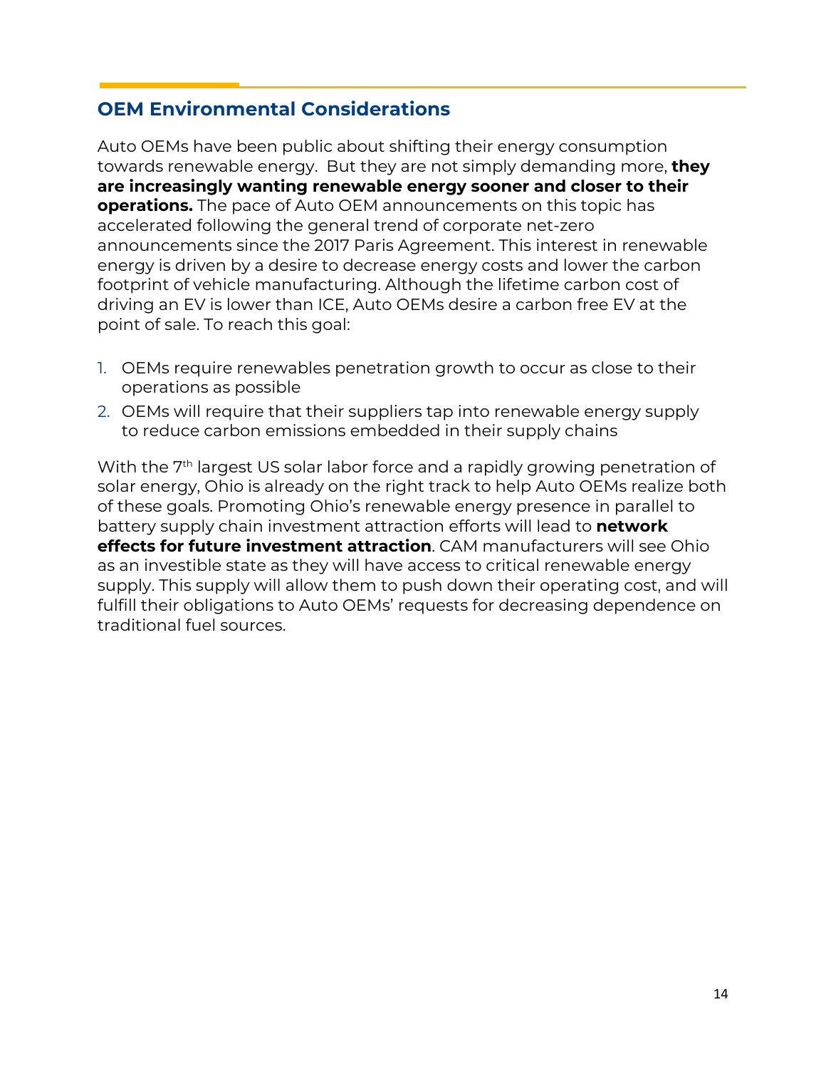## OEM Environmental Considerations

Auto OEMs have been public about shifting their energy consumption towards renewable energy. But they are not simply demanding more, **they are increasingly wanting renewable energy sooner and closer to their operations.** The pace of Auto OEM announcements on this topic has accelerated following the general trend of corporate net-zero announcements since the 2017 Paris Agreement. This interest in renewable energy is driven by a desire to decrease energy costs and lower the carbon footprint of vehicle manufacturing. Although the lifetime carbon cost of driving an EV is lower than ICE, Auto OEMs desire a carbon free EV at the point of sale. To reach this goal:

1. OEMs require renewables penetration growth to occur as close to their operations as possible
2. OEMs will require that their suppliers tap into renewable energy supply to reduce carbon emissions embedded in their supply chains

With the 7th largest US solar labor force and a rapidly growing penetration of solar energy, Ohio is already on the right track to help Auto OEMs realize both of these goals. Promoting Ohio's renewable energy presence in parallel to battery supply chain investment attraction efforts will lead to **network effects for future investment attraction**. CAM manufacturers will see Ohio as an investible state as they will have access to critical renewable energy supply. This supply will allow them to push down their operating cost, and will fulfill their obligations to Auto OEMs' requests for decreasing dependence on traditional fuel sources.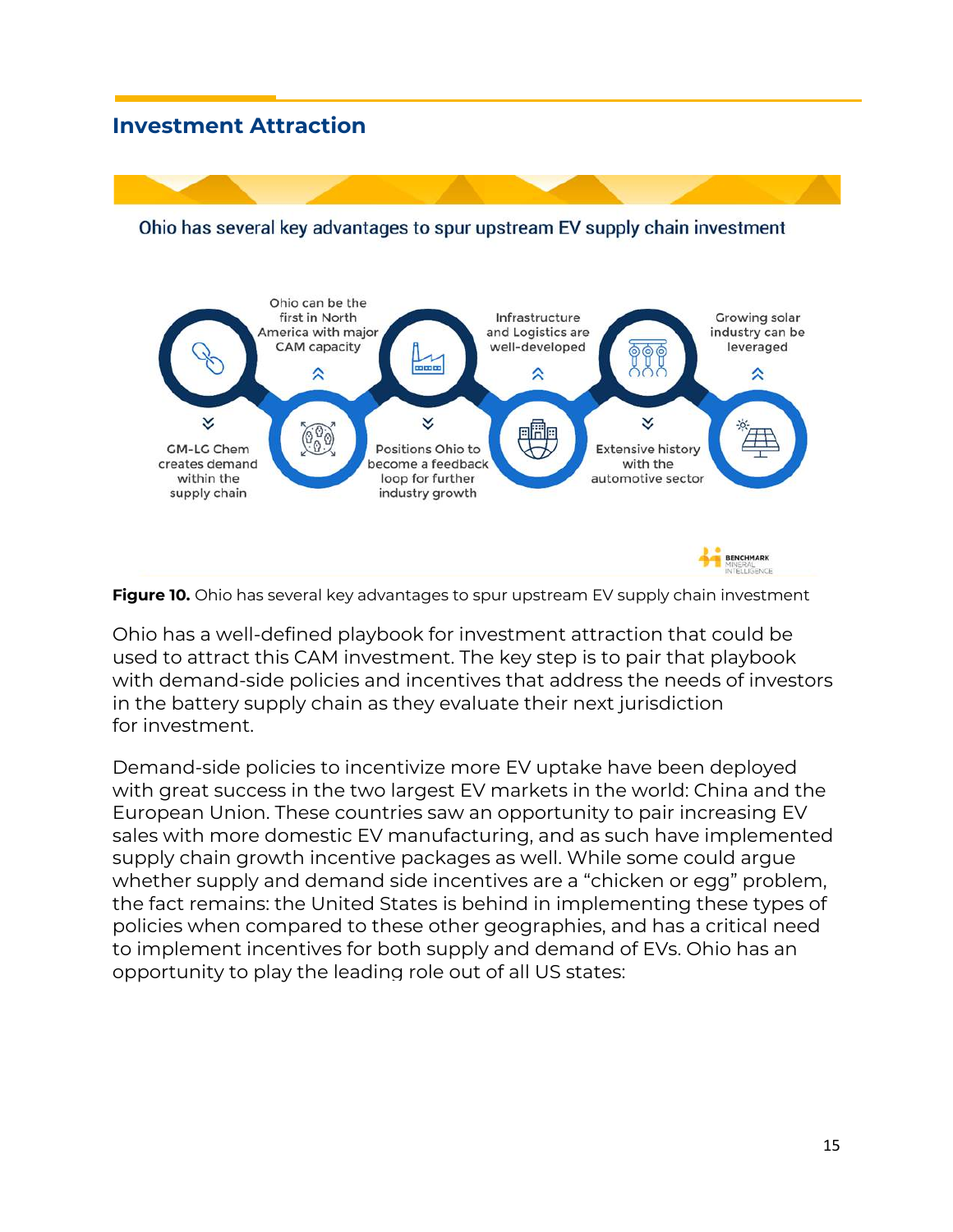## Investment Attraction

Ohio has several key advantages to spur upstream EV supply chain investment

- GM-LG Chem creates demand within the supply chain
- Ohio can be the first in North America with major CAM capacity
- Positions Ohio to become a feedback loop for further industry growth
- Infrastructure and Logistics are well-developed
- Extensive history with the automotive sector
- Growing solar industry can be leveraged

BENCHMARK MINERAL INTELLIGENCE

**Figure 10.** Ohio has several key advantages to spur upstream EV supply chain investment

Ohio has a well-defined playbook for investment attraction that could be used to attract this CAM investment. The key step is to pair that playbook with demand-side policies and incentives that address the needs of investors in the battery supply chain as they evaluate their next jurisdiction for investment.

Demand-side policies to incentivize more EV uptake have been deployed with great success in the two largest EV markets in the world: China and the European Union. These countries saw an opportunity to pair increasing EV sales with more domestic EV manufacturing, and as such have implemented supply chain growth incentive packages as well. While some could argue whether supply and demand side incentives are a "chicken or egg" problem, the fact remains: the United States is behind in implementing these types of policies when compared to these other geographies, and has a critical need to implement incentives for both supply and demand of EVs. Ohio has an opportunity to play the leading role out of all US states: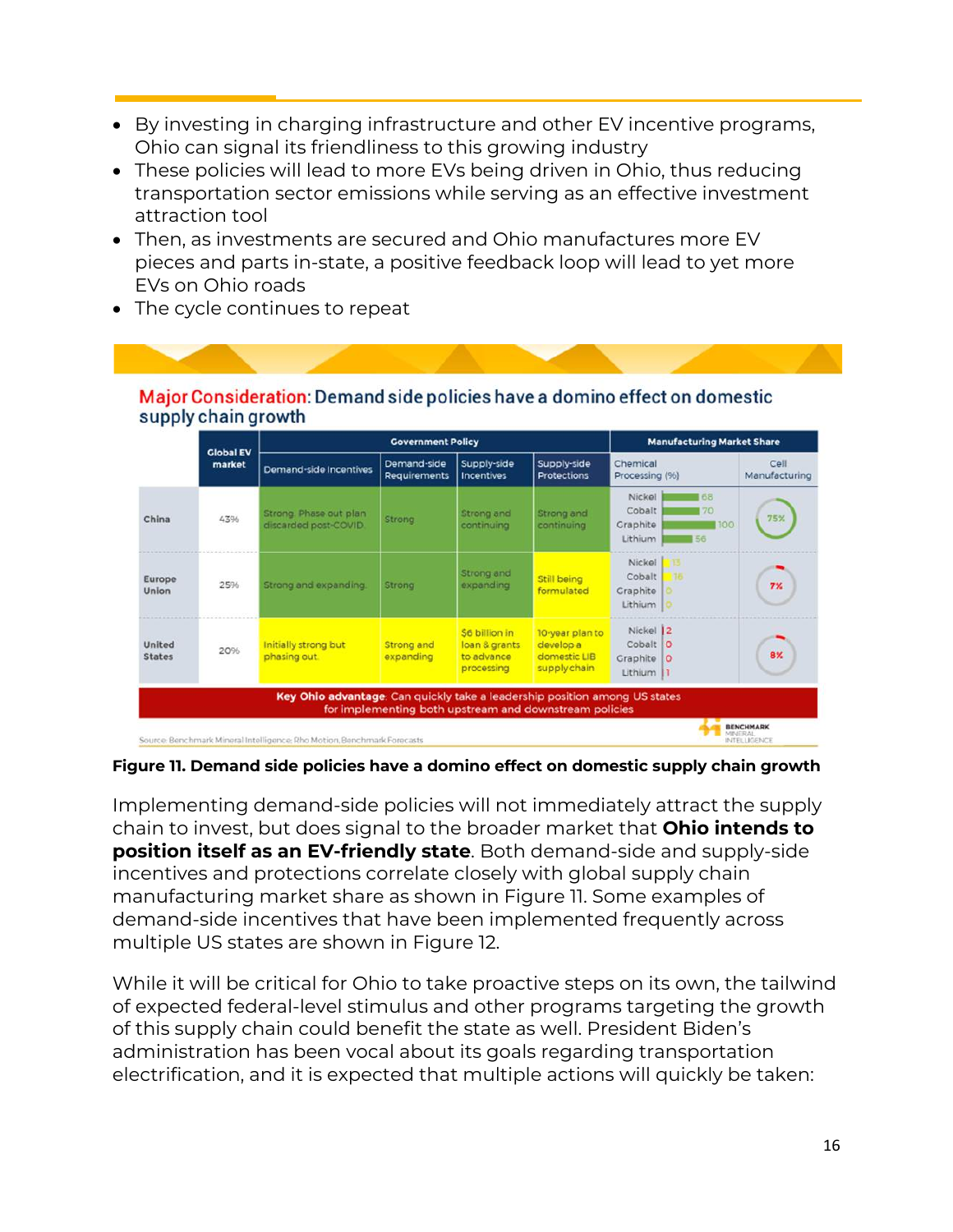- By investing in charging infrastructure and other EV incentive programs, Ohio can signal its friendliness to this growing industry
- These policies will lead to more EVs being driven in Ohio, thus reducing transportation sector emissions while serving as an effective investment attraction tool
- Then, as investments are secured and Ohio manufactures more EV pieces and parts in-state, a positive feedback loop will lead to yet more EVs on Ohio roads
- The cycle continues to repeat

**Major Consideration: Demand side policies have a domino effect on domestic supply chain growth**

| | Global EV market | Government Policy | | | | Manufacturing Market Share | |
|---|---|---|---|---|---|---|---|
| | | Demand-side Incentives | Demand-side Requirements | Supply-side Incentives | Supply-side Protections | Chemical Processing (%) | Cell Manufacturing |
| China | 43% | Strong. Phase out plan discarded post-COVID | Strong | Strong and continuing | Strong and continuing | Nickel 68, Cobalt 70, Graphite 100, Lithium 56 | 75% |
| Europe Union | 25% | Strong and expanding | Strong | Strong and expanding | Still being formulated | Nickel 13, Cobalt 16, Graphite 0, Lithium 0 | 7% |
| United States | 20% | Initially strong but phasing out | Strong and expanding | $6 billion in loan & grants to advance processing | 10-year plan to develop a domestic LIB supply chain | Nickel 2, Cobalt 0, Graphite 0, Lithium 1 | 8% |

**Key Ohio advantage**: Can quickly take a leadership position among US states for implementing both upstream and downstream policies

Source: Benchmark Mineral Intelligence; Rho Motion, Benchmark Forecasts

**Figure 11. Demand side policies have a domino effect on domestic supply chain growth**

Implementing demand-side policies will not immediately attract the supply chain to invest, but does signal to the broader market that **Ohio intends to position itself as an EV-friendly state**. Both demand-side and supply-side incentives and protections correlate closely with global supply chain manufacturing market share as shown in Figure 11. Some examples of demand-side incentives that have been implemented frequently across multiple US states are shown in Figure 12.

While it will be critical for Ohio to take proactive steps on its own, the tailwind of expected federal-level stimulus and other programs targeting the growth of this supply chain could benefit the state as well. President Biden's administration has been vocal about its goals regarding transportation electrification, and it is expected that multiple actions will quickly be taken: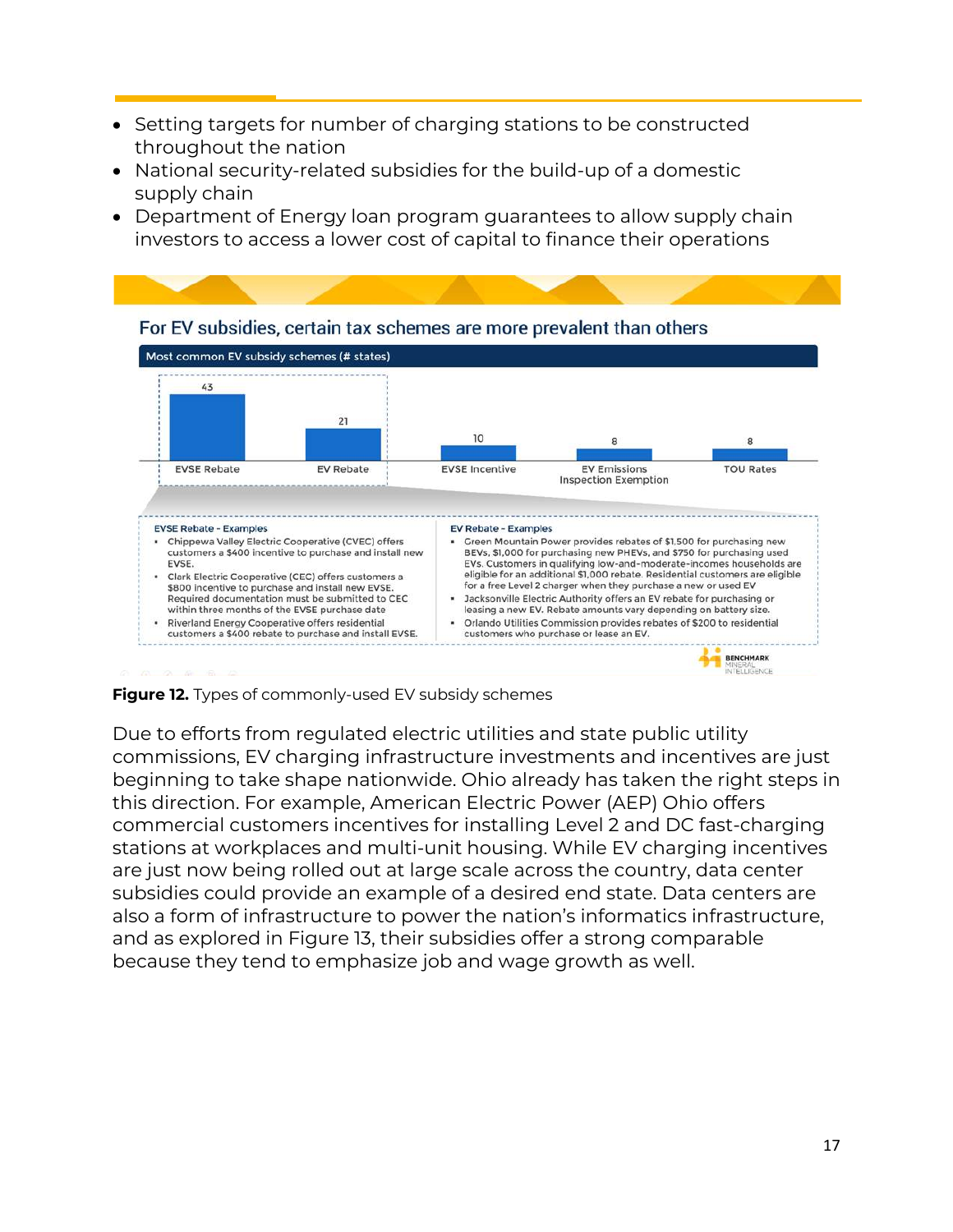- Setting targets for number of charging stations to be constructed throughout the nation
- National security-related subsidies for the build-up of a domestic supply chain
- Department of Energy loan program guarantees to allow supply chain investors to access a lower cost of capital to finance their operations

For EV subsidies, certain tax schemes are more prevalent than others

Most common EV subsidy schemes (# states)

| Scheme | # states |
|---|---|
| EVSE Rebate | 43 |
| EV Rebate | 21 |
| EVSE Incentive | 10 |
| EV Emissions Inspection Exemption | 8 |
| TOU Rates | 8 |

EVSE Rebate - Examples

- Chippewa Valley Electric Cooperative (CVEC) offers customers a $400 incentive to purchase and install new EVSE.
- Clark Electric Cooperative (CEC) offers customers a $800 incentive to purchase and install new EVSE. Required documentation must be submitted to CEC within three months of the EVSE purchase date
- Riverland Energy Cooperative offers residential customers a $400 rebate to purchase and install EVSE.

EV Rebate - Examples

- Green Mountain Power provides rebates of $1,500 for purchasing new BEVs, $1,000 for purchasing new PHEVs, and $750 for purchasing used EVs. Customers in qualifying low-and-moderate-incomes households are eligible for an additional $1,000 rebate. Residential customers are eligible for a free Level 2 charger when they purchase a new or used EV
- Jacksonville Electric Authority offers an EV rebate for purchasing or leasing a new EV. Rebate amounts vary depending on battery size.
- Orlando Utilities Commission provides rebates of $200 to residential customers who purchase or lease an EV.

BENCHMARK MINERAL INTELLIGENCE

**Figure 12.** Types of commonly-used EV subsidy schemes

Due to efforts from regulated electric utilities and state public utility commissions, EV charging infrastructure investments and incentives are just beginning to take shape nationwide. Ohio already has taken the right steps in this direction. For example, American Electric Power (AEP) Ohio offers commercial customers incentives for installing Level 2 and DC fast-charging stations at workplaces and multi-unit housing. While EV charging incentives are just now being rolled out at large scale across the country, data center subsidies could provide an example of a desired end state. Data centers are also a form of infrastructure to power the nation's informatics infrastructure, and as explored in Figure 13, their subsidies offer a strong comparable because they tend to emphasize job and wage growth as well.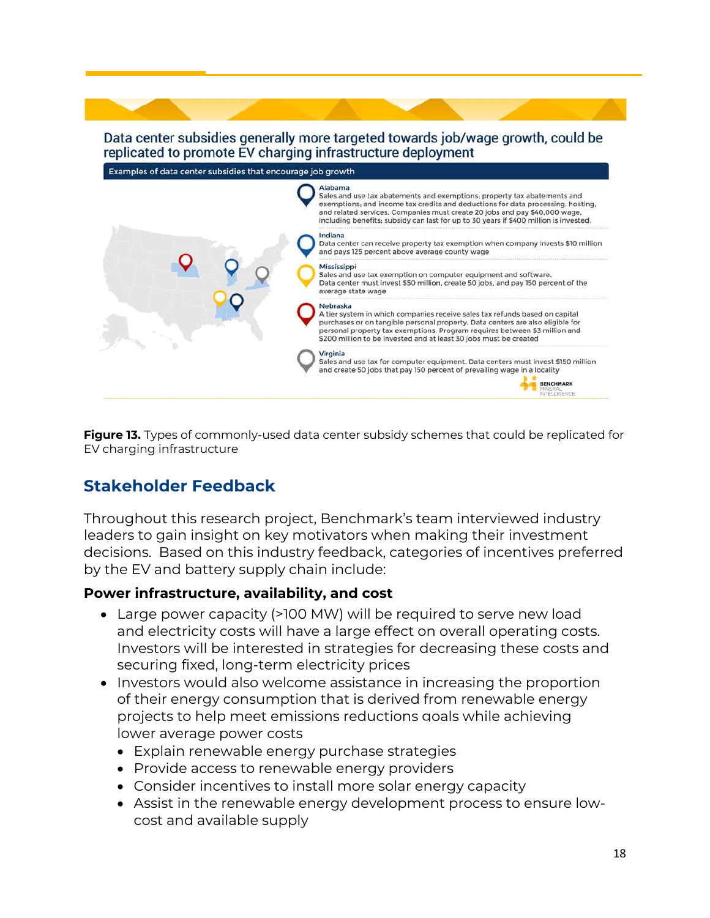## Data center subsidies generally more targeted towards job/wage growth, could be replicated to promote EV charging infrastructure deployment

**Examples of data center subsidies that encourage job growth**

**Alabama**
Sales and use tax abatements and exemptions; property tax abatements and exemptions; and income tax credits and deductions for data processing, hosting, and related services. Companies must create 20 jobs and pay $40,000 wage, including benefits; subsidy can last for up to 30 years if $400 million is invested.

**Indiana**
Data center can receive property tax exemption when company invests $10 million and pays 125 percent above average county wage

**Mississippi**
Sales and use tax exemption on computer equipment and software.
Data center must invest $50 million, create 50 jobs, and pay 150 percent of the average state wage

**Nebraska**
A tier system in which companies receive sales tax refunds based on capital purchases or on tangible personal property. Data centers are also eligible for personal property tax exemptions. Program requires between $3 million and $200 million to be invested and at least 30 jobs must be created

**Virginia**
Sales and use tax for computer equipment. Data centers must invest $150 million and create 50 jobs that pay 150 percent of prevailing wage in a locality

BENCHMARK MINERAL INTELLIGENCE

**Figure 13.** Types of commonly-used data center subsidy schemes that could be replicated for EV charging infrastructure

## Stakeholder Feedback

Throughout this research project, Benchmark's team interviewed industry leaders to gain insight on key motivators when making their investment decisions. Based on this industry feedback, categories of incentives preferred by the EV and battery supply chain include:

### Power infrastructure, availability, and cost

- Large power capacity (>100 MW) will be required to serve new load and electricity costs will have a large effect on overall operating costs. Investors will be interested in strategies for decreasing these costs and securing fixed, long-term electricity prices
- Investors would also welcome assistance in increasing the proportion of their energy consumption that is derived from renewable energy projects to help meet emissions reductions goals while achieving lower average power costs
  - Explain renewable energy purchase strategies
  - Provide access to renewable energy providers
  - Consider incentives to install more solar energy capacity
  - Assist in the renewable energy development process to ensure low-cost and available supply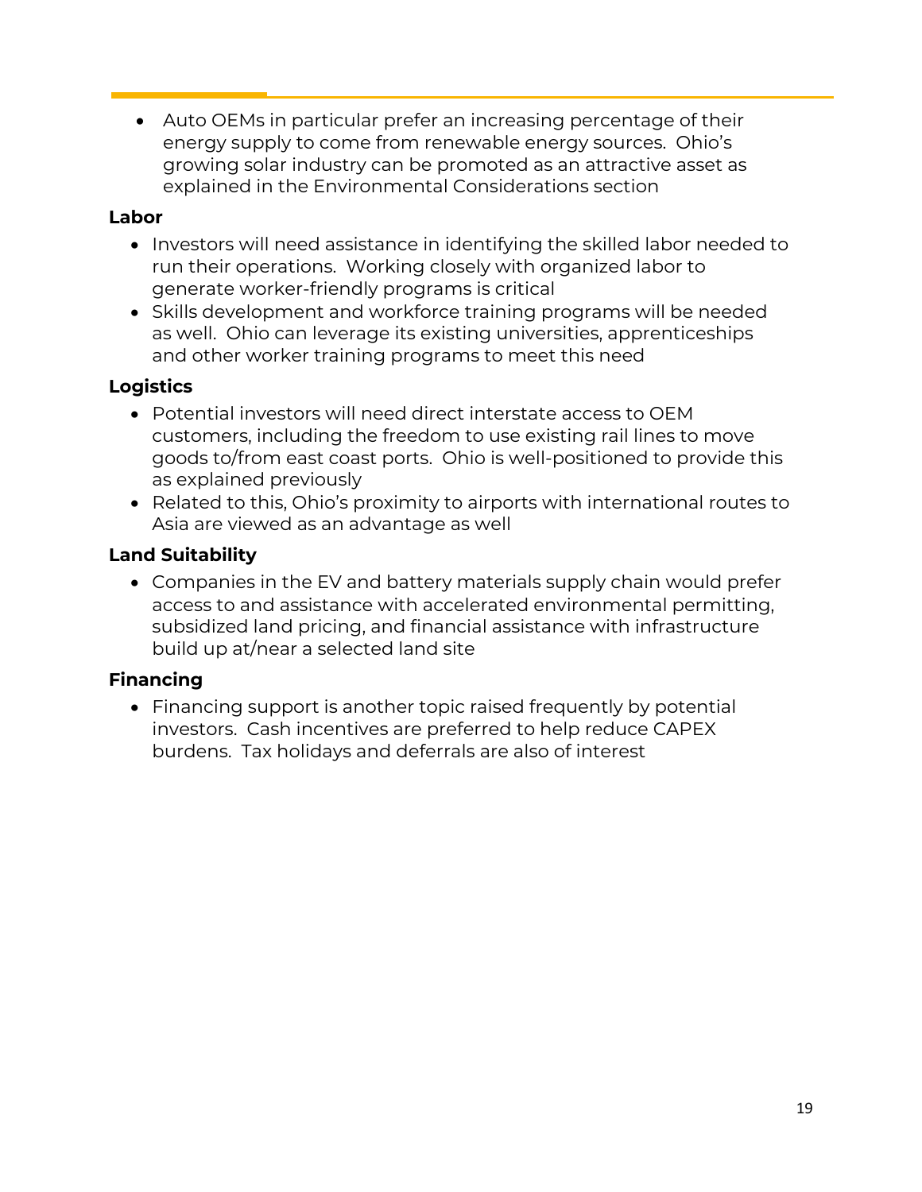- Auto OEMs in particular prefer an increasing percentage of their energy supply to come from renewable energy sources. Ohio's growing solar industry can be promoted as an attractive asset as explained in the Environmental Considerations section

**Labor**

- Investors will need assistance in identifying the skilled labor needed to run their operations. Working closely with organized labor to generate worker-friendly programs is critical
- Skills development and workforce training programs will be needed as well. Ohio can leverage its existing universities, apprenticeships and other worker training programs to meet this need

**Logistics**

- Potential investors will need direct interstate access to OEM customers, including the freedom to use existing rail lines to move goods to/from east coast ports. Ohio is well-positioned to provide this as explained previously
- Related to this, Ohio's proximity to airports with international routes to Asia are viewed as an advantage as well

**Land Suitability**

- Companies in the EV and battery materials supply chain would prefer access to and assistance with accelerated environmental permitting, subsidized land pricing, and financial assistance with infrastructure build up at/near a selected land site

**Financing**

- Financing support is another topic raised frequently by potential investors. Cash incentives are preferred to help reduce CAPEX burdens. Tax holidays and deferrals are also of interest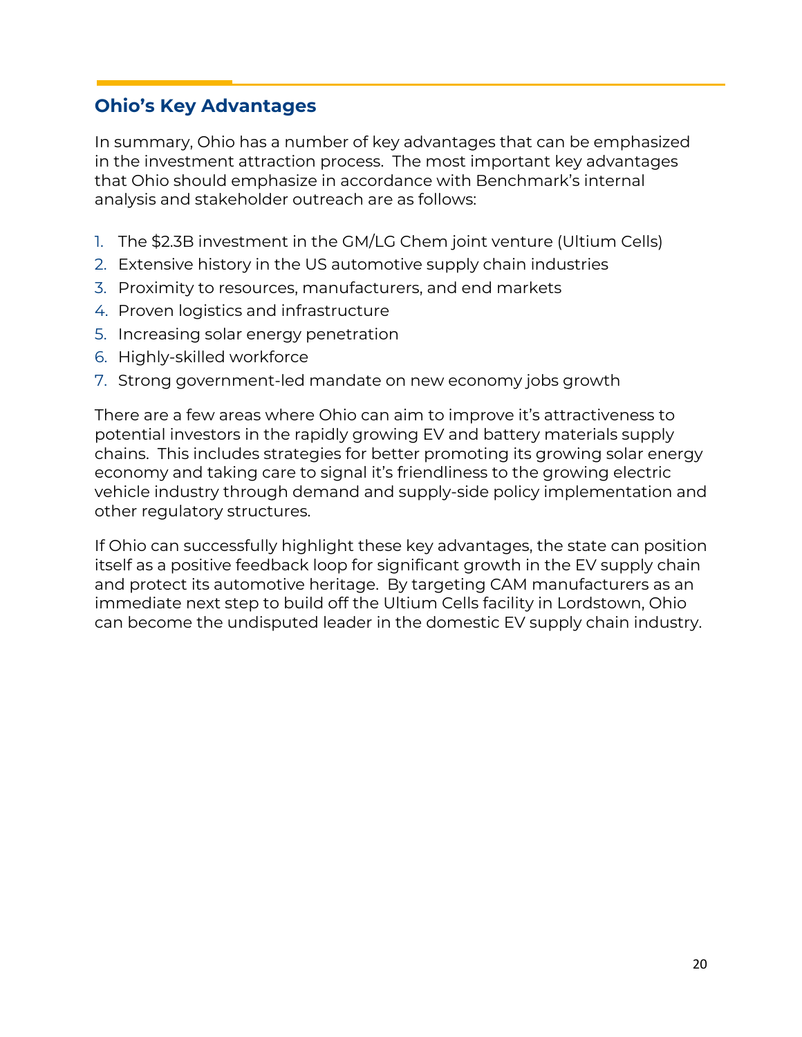## Ohio's Key Advantages

In summary, Ohio has a number of key advantages that can be emphasized in the investment attraction process. The most important key advantages that Ohio should emphasize in accordance with Benchmark's internal analysis and stakeholder outreach are as follows:

1. The $2.3B investment in the GM/LG Chem joint venture (Ultium Cells)
2. Extensive history in the US automotive supply chain industries
3. Proximity to resources, manufacturers, and end markets
4. Proven logistics and infrastructure
5. Increasing solar energy penetration
6. Highly-skilled workforce
7. Strong government-led mandate on new economy jobs growth

There are a few areas where Ohio can aim to improve it's attractiveness to potential investors in the rapidly growing EV and battery materials supply chains. This includes strategies for better promoting its growing solar energy economy and taking care to signal it's friendliness to the growing electric vehicle industry through demand and supply-side policy implementation and other regulatory structures.

If Ohio can successfully highlight these key advantages, the state can position itself as a positive feedback loop for significant growth in the EV supply chain and protect its automotive heritage. By targeting CAM manufacturers as an immediate next step to build off the Ultium Cells facility in Lordstown, Ohio can become the undisputed leader in the domestic EV supply chain industry.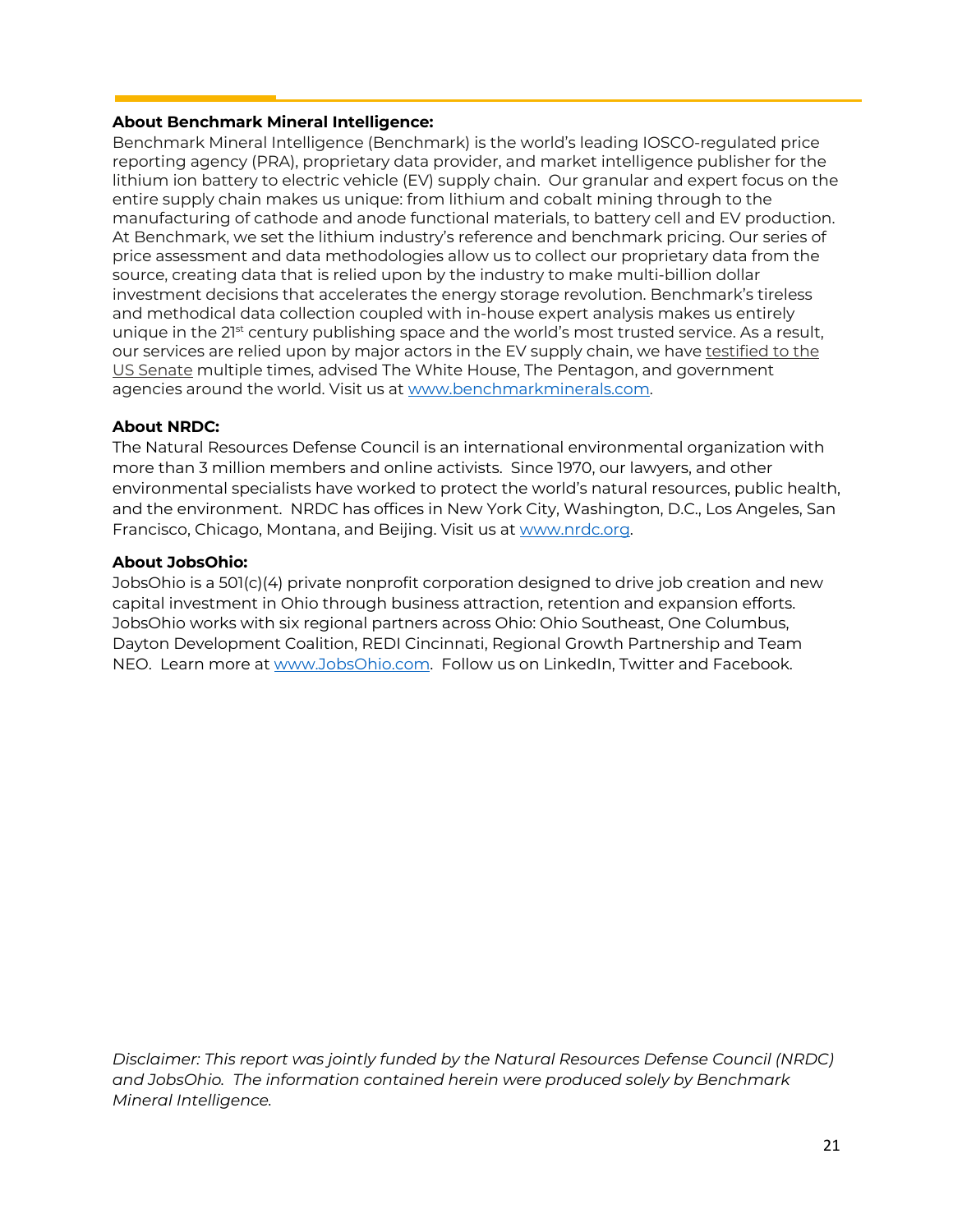**About Benchmark Mineral Intelligence:**
Benchmark Mineral Intelligence (Benchmark) is the world's leading IOSCO-regulated price reporting agency (PRA), proprietary data provider, and market intelligence publisher for the lithium ion battery to electric vehicle (EV) supply chain. Our granular and expert focus on the entire supply chain makes us unique: from lithium and cobalt mining through to the manufacturing of cathode and anode functional materials, to battery cell and EV production. At Benchmark, we set the lithium industry's reference and benchmark pricing. Our series of price assessment and data methodologies allow us to collect our proprietary data from the source, creating data that is relied upon by the industry to make multi-billion dollar investment decisions that accelerates the energy storage revolution. Benchmark's tireless and methodical data collection coupled with in-house expert analysis makes us entirely unique in the 21st century publishing space and the world's most trusted service. As a result, our services are relied upon by major actors in the EV supply chain, we have testified to the US Senate multiple times, advised The White House, The Pentagon, and government agencies around the world. Visit us at www.benchmarkminerals.com.

**About NRDC:**
The Natural Resources Defense Council is an international environmental organization with more than 3 million members and online activists. Since 1970, our lawyers, and other environmental specialists have worked to protect the world's natural resources, public health, and the environment. NRDC has offices in New York City, Washington, D.C., Los Angeles, San Francisco, Chicago, Montana, and Beijing. Visit us at www.nrdc.org.

**About JobsOhio:**
JobsOhio is a 501(c)(4) private nonprofit corporation designed to drive job creation and new capital investment in Ohio through business attraction, retention and expansion efforts. JobsOhio works with six regional partners across Ohio: Ohio Southeast, One Columbus, Dayton Development Coalition, REDI Cincinnati, Regional Growth Partnership and Team NEO. Learn more at www.JobsOhio.com. Follow us on LinkedIn, Twitter and Facebook.

*Disclaimer: This report was jointly funded by the Natural Resources Defense Council (NRDC) and JobsOhio. The information contained herein were produced solely by Benchmark Mineral Intelligence.*